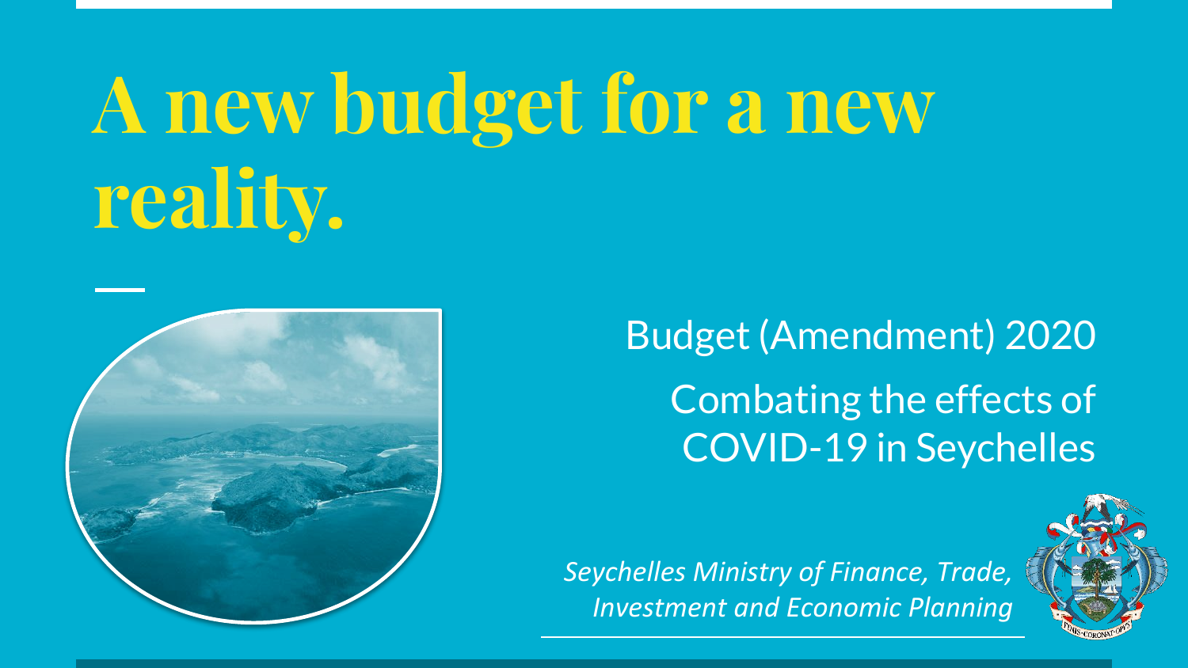# A new budget for a new reality.

Budget (Amendment) 2020

Combating the effects of COVID-19 in Seychelles

*Seychelles Ministry of Finance, Trade, Investment and Economic Planning*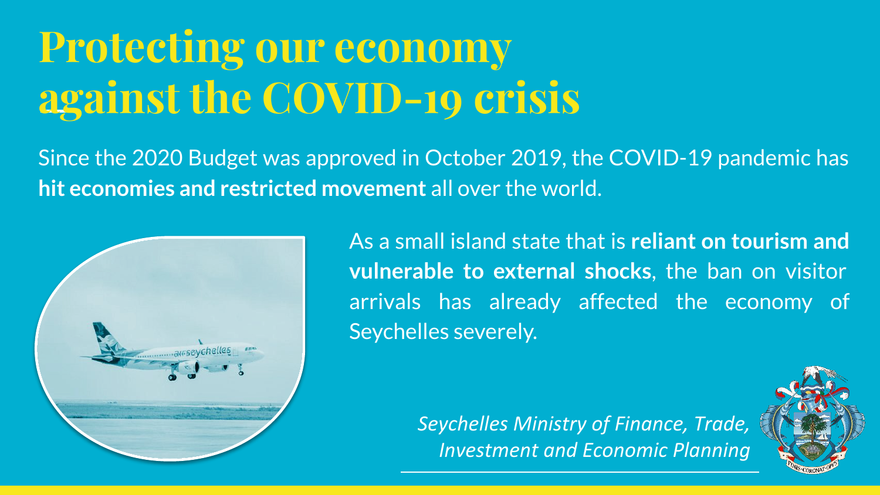# Protecting our economy against the COVID-19 crisis

Since the 2020 Budget was approved in October 2019, the COVID-19 pandemic has **hit economies and restricted movement** all over the world.

As a small island state that is **reliant on tourism and vulnerable to external shocks**, the ban on visitor arrivals has already affected the economy of Seychelles severely.

*Seychelles Ministry of Finance, Trade, Investment and Economic Planning*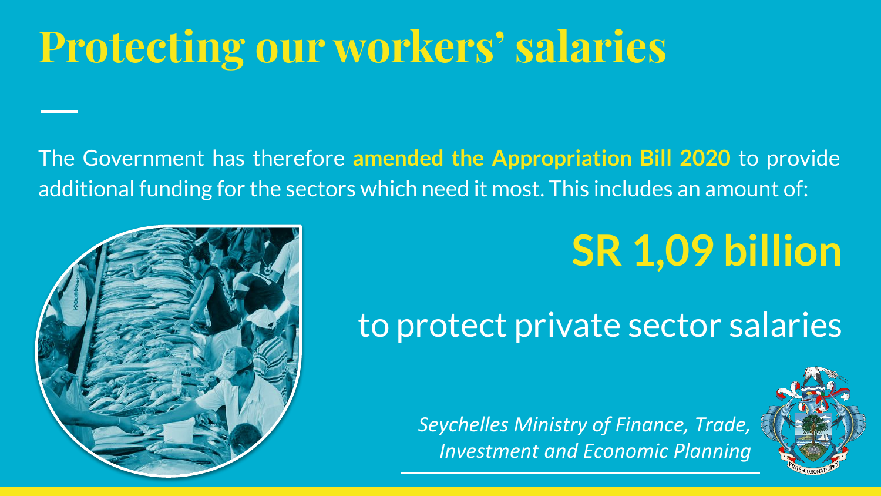# Protecting our workers' salaries

The Government has therefore **amended the Appropriation Bill 2020** to provide additional funding for the sectors which need it most. This includes an amount of:

## SR 1,09 billion

to protect private sector salaries

*Seychelles Ministry of Finance, Trade, Investment and Economic Planning*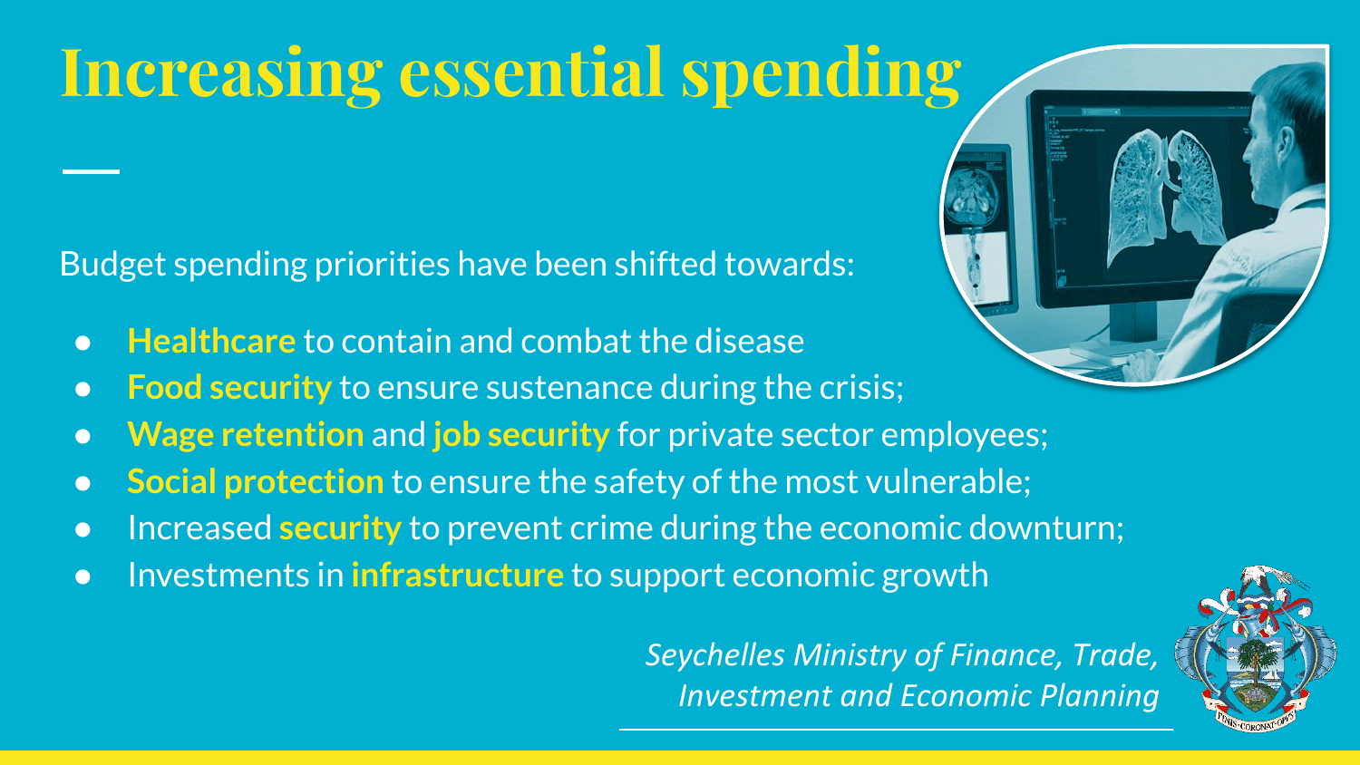# Increasing essential spending

Budget spending priorities have been shifted towards:

- **Healthcare** to contain and combat the disease
- **Food security** to ensure sustenance during the crisis;
- **Wage retention** and **job security** for private sector employees;
- **Social protection** to ensure the safety of the most vulnerable;
- Increased **security** to prevent crime during the economic downturn;
- Investments in **infrastructure** to support economic growth

*Seychelles Ministry of Finance, Trade, Investment and Economic Planning*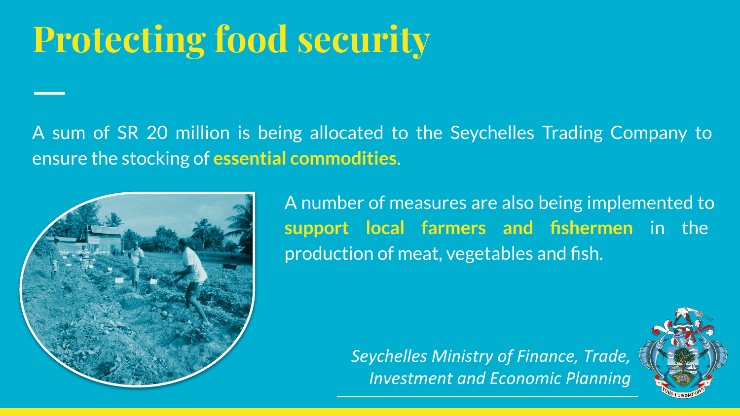# Protecting food security

A sum of SR 20 million is being allocated to the Seychelles Trading Company to ensure the stocking of **essential commodities**.

A number of measures are also being implemented to **support local farmers and fishermen** in the production of meat, vegetables and fish.

*Seychelles Ministry of Finance, Trade, Investment and Economic Planning*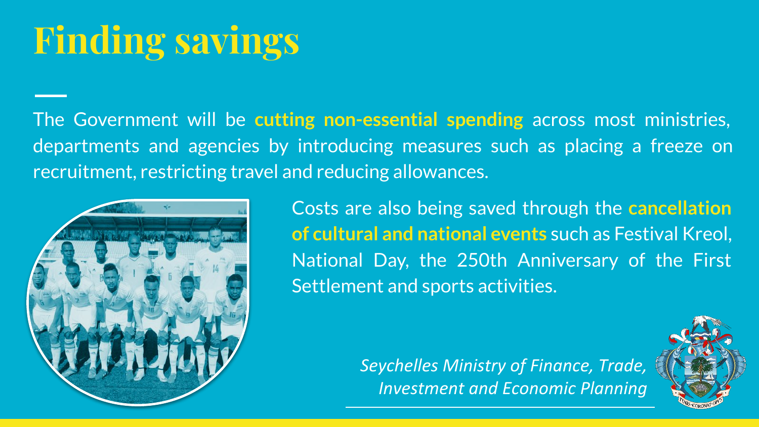# Finding savings

The Government will be **cutting non-essential spending** across most ministries, departments and agencies by introducing measures such as placing a freeze on recruitment, restricting travel and reducing allowances.

Costs are also being saved through the **cancellation of cultural and national events** such as Festival Kreol, National Day, the 250th Anniversary of the First Settlement and sports activities.

*Seychelles Ministry of Finance, Trade, Investment and Economic Planning*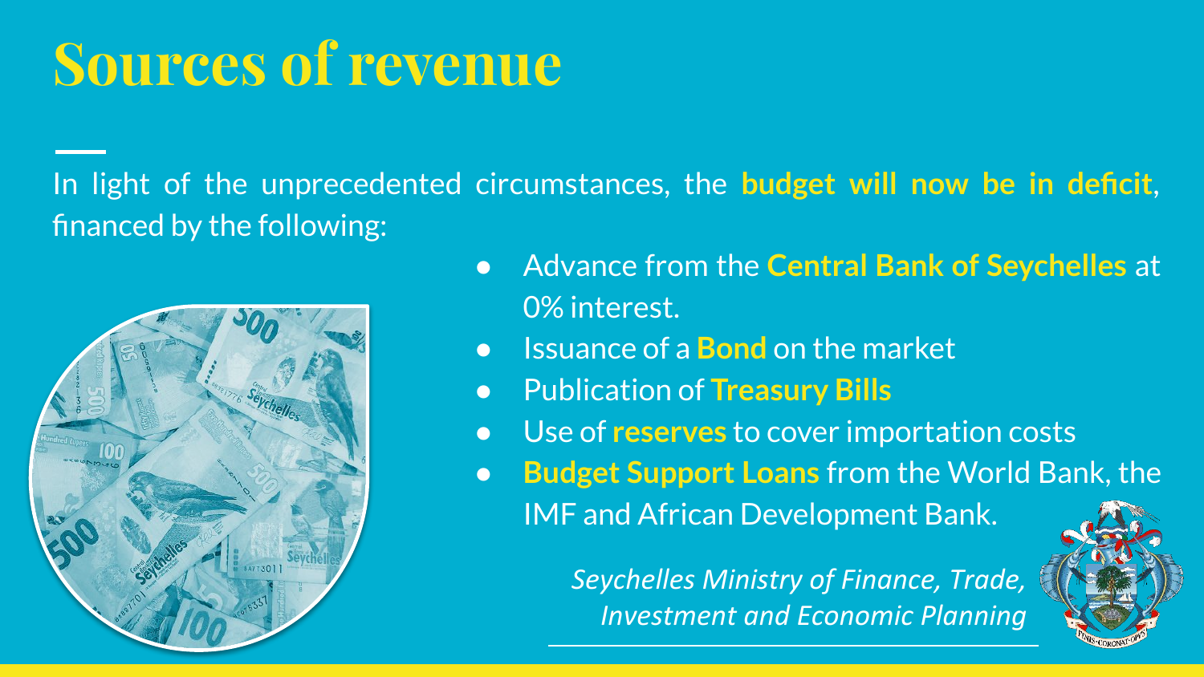# Sources of revenue

In light of the unprecedented circumstances, the **budget will now be in deficit**, financed by the following:

- Advance from the **Central Bank of Seychelles** at 0% interest.
- Issuance of a **Bond** on the market
- Publication of **Treasury Bills**
- Use of **reserves** to cover importation costs
- **Budget Support Loans** from the World Bank, the IMF and African Development Bank.

*Seychelles Ministry of Finance, Trade, Investment and Economic Planning*